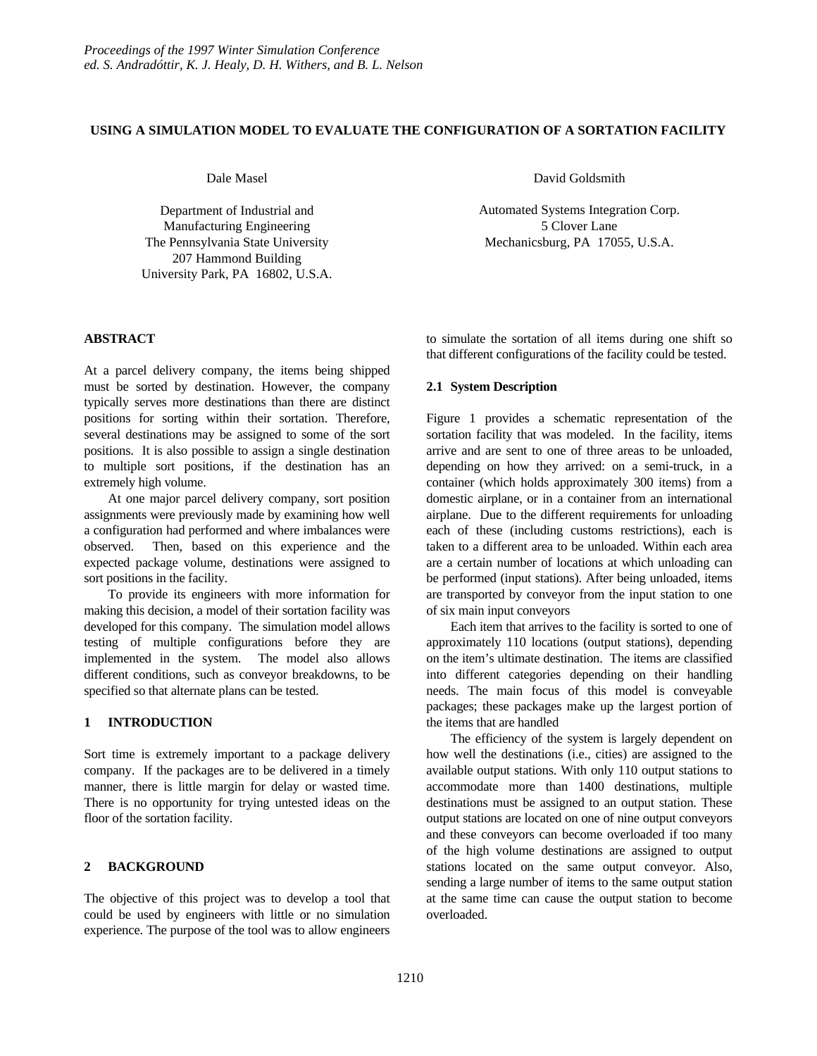*Proceedings of the 1997 Winter Simulation Conference*
*ed. S. Andradóttir, K. J. Healy, D. H. Withers, and B. L. Nelson*

# USING A SIMULATION MODEL TO EVALUATE THE CONFIGURATION OF A SORTATION FACILITY

Dale Masel

Department of Industrial and
Manufacturing Engineering
The Pennsylvania State University
207 Hammond Building
University Park, PA 16802, U.S.A.

David Goldsmith

Automated Systems Integration Corp.
5 Clover Lane
Mechanicsburg, PA 17055, U.S.A.

## ABSTRACT

At a parcel delivery company, the items being shipped must be sorted by destination. However, the company typically serves more destinations than there are distinct positions for sorting within their sortation. Therefore, several destinations may be assigned to some of the sort positions. It is also possible to assign a single destination to multiple sort positions, if the destination has an extremely high volume.

At one major parcel delivery company, sort position assignments were previously made by examining how well a configuration had performed and where imbalances were observed. Then, based on this experience and the expected package volume, destinations were assigned to sort positions in the facility.

To provide its engineers with more information for making this decision, a model of their sortation facility was developed for this company. The simulation model allows testing of multiple configurations before they are implemented in the system. The model also allows different conditions, such as conveyor breakdowns, to be specified so that alternate plans can be tested.

## 1 INTRODUCTION

Sort time is extremely important to a package delivery company. If the packages are to be delivered in a timely manner, there is little margin for delay or wasted time. There is no opportunity for trying untested ideas on the floor of the sortation facility.

## 2 BACKGROUND

The objective of this project was to develop a tool that could be used by engineers with little or no simulation experience. The purpose of the tool was to allow engineers to simulate the sortation of all items during one shift so that different configurations of the facility could be tested.

### 2.1 System Description

Figure 1 provides a schematic representation of the sortation facility that was modeled. In the facility, items arrive and are sent to one of three areas to be unloaded, depending on how they arrived: on a semi-truck, in a container (which holds approximately 300 items) from a domestic airplane, or in a container from an international airplane. Due to the different requirements for unloading each of these (including customs restrictions), each is taken to a different area to be unloaded. Within each area are a certain number of locations at which unloading can be performed (input stations). After being unloaded, items are transported by conveyor from the input station to one of six main input conveyors

Each item that arrives to the facility is sorted to one of approximately 110 locations (output stations), depending on the item's ultimate destination. The items are classified into different categories depending on their handling needs. The main focus of this model is conveyable packages; these packages make up the largest portion of the items that are handled

The efficiency of the system is largely dependent on how well the destinations (i.e., cities) are assigned to the available output stations. With only 110 output stations to accommodate more than 1400 destinations, multiple destinations must be assigned to an output station. These output stations are located on one of nine output conveyors and these conveyors can become overloaded if too many of the high volume destinations are assigned to output stations located on the same output conveyor. Also, sending a large number of items to the same output station at the same time can cause the output station to become overloaded.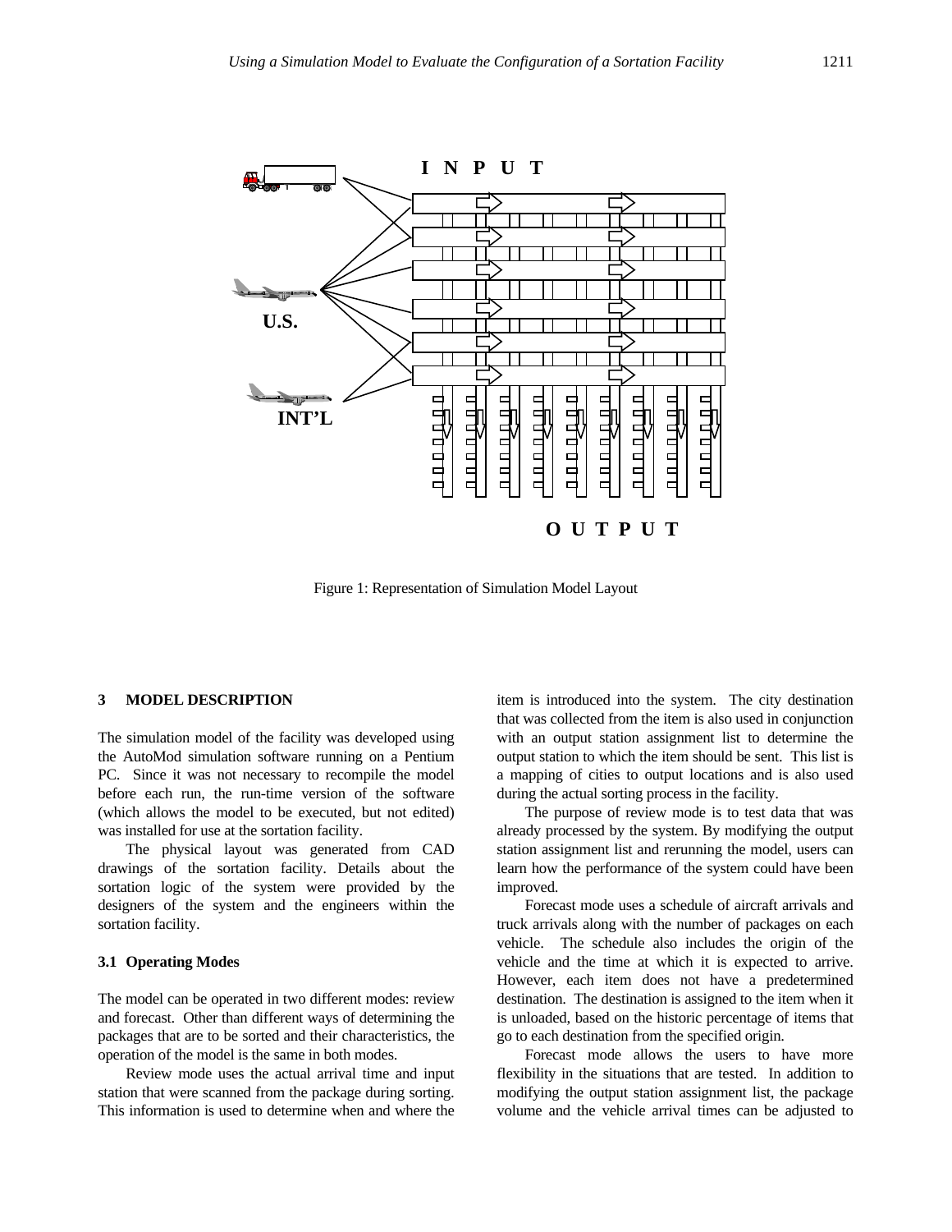Figure 1: Representation of Simulation Model Layout

## 3 MODEL DESCRIPTION

The simulation model of the facility was developed using the AutoMod simulation software running on a Pentium PC. Since it was not necessary to recompile the model before each run, the run-time version of the software (which allows the model to be executed, but not edited) was installed for use at the sortation facility.

The physical layout was generated from CAD drawings of the sortation facility. Details about the sortation logic of the system were provided by the designers of the system and the engineers within the sortation facility.

### 3.1 Operating Modes

The model can be operated in two different modes: review and forecast. Other than different ways of determining the packages that are to be sorted and their characteristics, the operation of the model is the same in both modes.

Review mode uses the actual arrival time and input station that were scanned from the package during sorting. This information is used to determine when and where the item is introduced into the system. The city destination that was collected from the item is also used in conjunction with an output station assignment list to determine the output station to which the item should be sent. This list is a mapping of cities to output locations and is also used during the actual sorting process in the facility.

The purpose of review mode is to test data that was already processed by the system. By modifying the output station assignment list and rerunning the model, users can learn how the performance of the system could have been improved.

Forecast mode uses a schedule of aircraft arrivals and truck arrivals along with the number of packages on each vehicle. The schedule also includes the origin of the vehicle and the time at which it is expected to arrive. However, each item does not have a predetermined destination. The destination is assigned to the item when it is unloaded, based on the historic percentage of items that go to each destination from the specified origin.

Forecast mode allows the users to have more flexibility in the situations that are tested. In addition to modifying the output station assignment list, the package volume and the vehicle arrival times can be adjusted to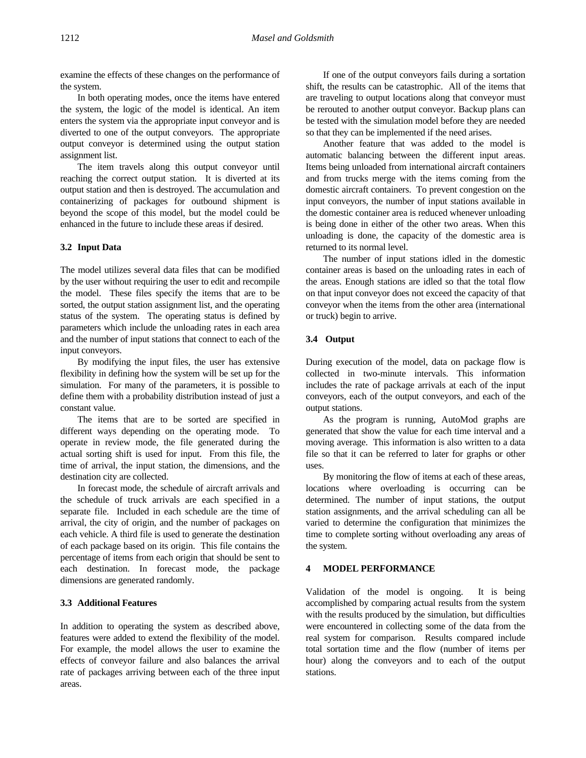examine the effects of these changes on the performance of the system.

In both operating modes, once the items have entered the system, the logic of the model is identical. An item enters the system via the appropriate input conveyor and is diverted to one of the output conveyors. The appropriate output conveyor is determined using the output station assignment list.

The item travels along this output conveyor until reaching the correct output station. It is diverted at its output station and then is destroyed. The accumulation and containerizing of packages for outbound shipment is beyond the scope of this model, but the model could be enhanced in the future to include these areas if desired.

### 3.2 Input Data

The model utilizes several data files that can be modified by the user without requiring the user to edit and recompile the model. These files specify the items that are to be sorted, the output station assignment list, and the operating status of the system. The operating status is defined by parameters which include the unloading rates in each area and the number of input stations that connect to each of the input conveyors.

By modifying the input files, the user has extensive flexibility in defining how the system will be set up for the simulation. For many of the parameters, it is possible to define them with a probability distribution instead of just a constant value.

The items that are to be sorted are specified in different ways depending on the operating mode. To operate in review mode, the file generated during the actual sorting shift is used for input. From this file, the time of arrival, the input station, the dimensions, and the destination city are collected.

In forecast mode, the schedule of aircraft arrivals and the schedule of truck arrivals are each specified in a separate file. Included in each schedule are the time of arrival, the city of origin, and the number of packages on each vehicle. A third file is used to generate the destination of each package based on its origin. This file contains the percentage of items from each origin that should be sent to each destination. In forecast mode, the package dimensions are generated randomly.

### 3.3 Additional Features

In addition to operating the system as described above, features were added to extend the flexibility of the model. For example, the model allows the user to examine the effects of conveyor failure and also balances the arrival rate of packages arriving between each of the three input areas.

If one of the output conveyors fails during a sortation shift, the results can be catastrophic. All of the items that are traveling to output locations along that conveyor must be rerouted to another output conveyor. Backup plans can be tested with the simulation model before they are needed so that they can be implemented if the need arises.

Another feature that was added to the model is automatic balancing between the different input areas. Items being unloaded from international aircraft containers and from trucks merge with the items coming from the domestic aircraft containers. To prevent congestion on the input conveyors, the number of input stations available in the domestic container area is reduced whenever unloading is being done in either of the other two areas. When this unloading is done, the capacity of the domestic area is returned to its normal level.

The number of input stations idled in the domestic container areas is based on the unloading rates in each of the areas. Enough stations are idled so that the total flow on that input conveyor does not exceed the capacity of that conveyor when the items from the other area (international or truck) begin to arrive.

### 3.4 Output

During execution of the model, data on package flow is collected in two-minute intervals. This information includes the rate of package arrivals at each of the input conveyors, each of the output conveyors, and each of the output stations.

As the program is running, AutoMod graphs are generated that show the value for each time interval and a moving average. This information is also written to a data file so that it can be referred to later for graphs or other uses.

By monitoring the flow of items at each of these areas, locations where overloading is occurring can be determined. The number of input stations, the output station assignments, and the arrival scheduling can all be varied to determine the configuration that minimizes the time to complete sorting without overloading any areas of the system.

## 4 MODEL PERFORMANCE

Validation of the model is ongoing. It is being accomplished by comparing actual results from the system with the results produced by the simulation, but difficulties were encountered in collecting some of the data from the real system for comparison. Results compared include total sortation time and the flow (number of items per hour) along the conveyors and to each of the output stations.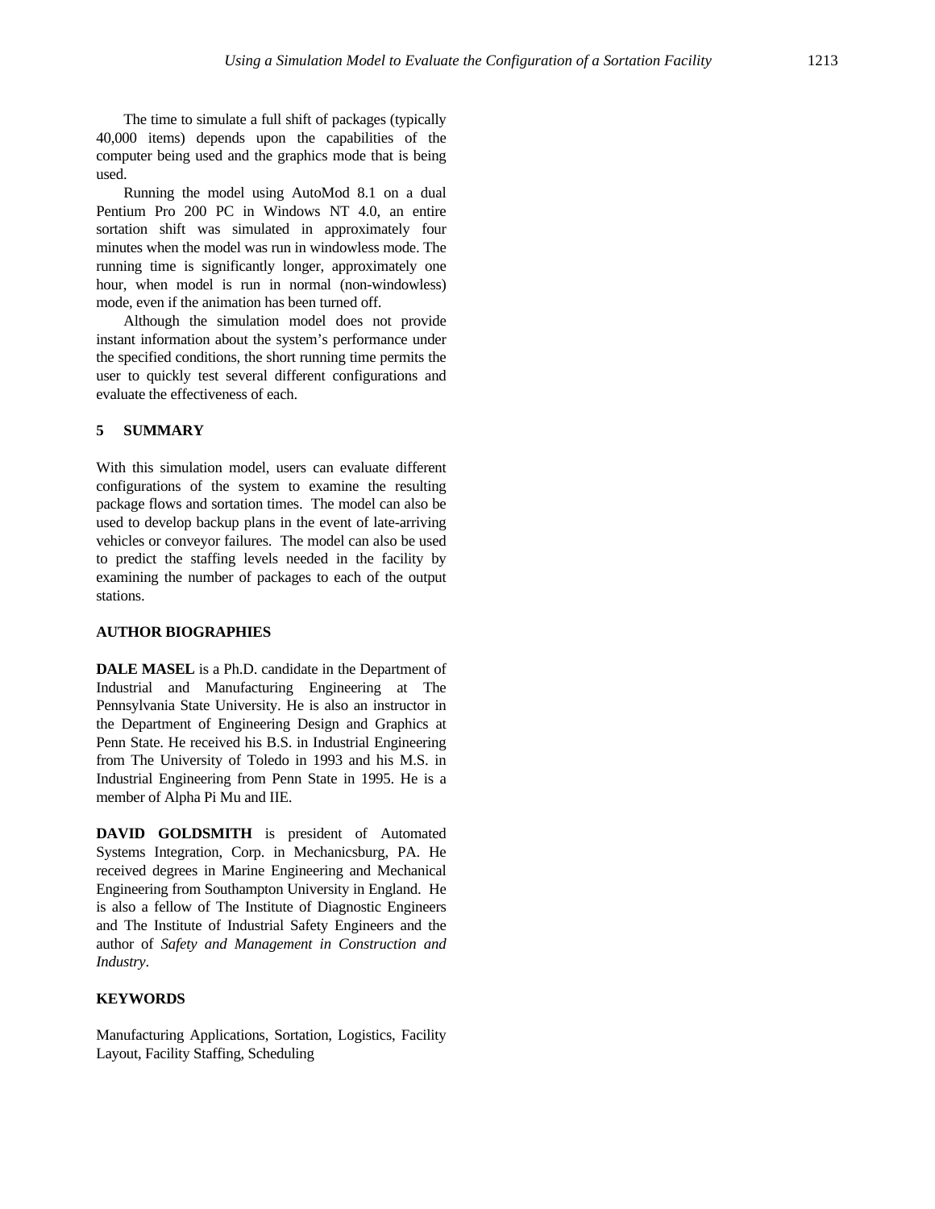The time to simulate a full shift of packages (typically 40,000 items) depends upon the capabilities of the computer being used and the graphics mode that is being used.

Running the model using AutoMod 8.1 on a dual Pentium Pro 200 PC in Windows NT 4.0, an entire sortation shift was simulated in approximately four minutes when the model was run in windowless mode. The running time is significantly longer, approximately one hour, when model is run in normal (non-windowless) mode, even if the animation has been turned off.

Although the simulation model does not provide instant information about the system's performance under the specified conditions, the short running time permits the user to quickly test several different configurations and evaluate the effectiveness of each.

## 5 SUMMARY

With this simulation model, users can evaluate different configurations of the system to examine the resulting package flows and sortation times. The model can also be used to develop backup plans in the event of late-arriving vehicles or conveyor failures. The model can also be used to predict the staffing levels needed in the facility by examining the number of packages to each of the output stations.

## AUTHOR BIOGRAPHIES

**DALE MASEL** is a Ph.D. candidate in the Department of Industrial and Manufacturing Engineering at The Pennsylvania State University. He is also an instructor in the Department of Engineering Design and Graphics at Penn State. He received his B.S. in Industrial Engineering from The University of Toledo in 1993 and his M.S. in Industrial Engineering from Penn State in 1995. He is a member of Alpha Pi Mu and IIE.

**DAVID GOLDSMITH** is president of Automated Systems Integration, Corp. in Mechanicsburg, PA. He received degrees in Marine Engineering and Mechanical Engineering from Southampton University in England. He is also a fellow of The Institute of Diagnostic Engineers and The Institute of Industrial Safety Engineers and the author of *Safety and Management in Construction and Industry*.

## KEYWORDS

Manufacturing Applications, Sortation, Logistics, Facility Layout, Facility Staffing, Scheduling